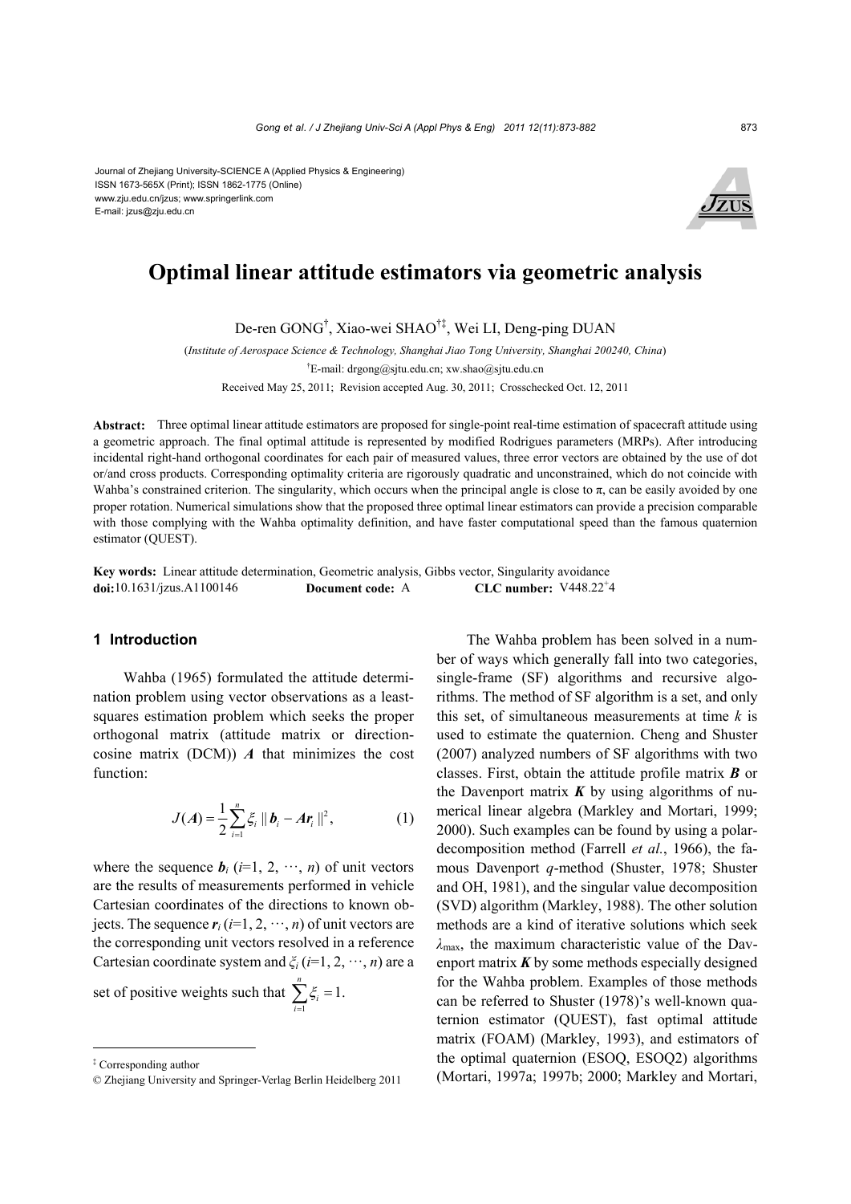Journal of Zhejiang University-SCIENCE A (Applied Physics & Engineering)
ISSN 1673-565X (Print); ISSN 1862-1775 (Online)
www.zju.edu.cn/jzus; www.springerlink.com
E-mail: jzus@zju.edu.cn

# Optimal linear attitude estimators via geometric analysis

De-ren GONG[†], Xiao-wei SHAO[†‡], Wei LI, Deng-ping DUAN

(*Institute of Aerospace Science & Technology, Shanghai Jiao Tong University, Shanghai 200240, China*)

[†]E-mail: drgong@sjtu.edu.cn; xw.shao@sjtu.edu.cn

Received May 25, 2011; Revision accepted Aug. 30, 2011; Crosschecked Oct. 12, 2011

**Abstract:** Three optimal linear attitude estimators are proposed for single-point real-time estimation of spacecraft attitude using a geometric approach. The final optimal attitude is represented by modified Rodrigues parameters (MRPs). After introducing incidental right-hand orthogonal coordinates for each pair of measured values, three error vectors are obtained by the use of dot or/and cross products. Corresponding optimality criteria are rigorously quadratic and unconstrained, which do not coincide with Wahba's constrained criterion. The singularity, which occurs when the principal angle is close to π, can be easily avoided by one proper rotation. Numerical simulations show that the proposed three optimal linear estimators can provide a precision comparable with those complying with the Wahba optimality definition, and have faster computational speed than the famous quaternion estimator (QUEST).

**Key words:** Linear attitude determination, Geometric analysis, Gibbs vector, Singularity avoidance
**doi:**10.1631/jzus.A1100146 **Document code:** A **CLC number:** V448.22[+]4

## 1 Introduction

Wahba (1965) formulated the attitude determination problem using vector observations as a least-squares estimation problem which seeks the proper orthogonal matrix (attitude matrix or direction-cosine matrix (DCM)) $\boldsymbol{A}$ that minimizes the cost function:

$$J(\boldsymbol{A}) = \frac{1}{2}\sum_{i=1}^{n} \xi_i \| \boldsymbol{b}_i - \boldsymbol{A}\boldsymbol{r}_i \|^2, \tag{1}$$

where the sequence $\boldsymbol{b}_i$ ($i$=1, 2, ⋯, $n$) of unit vectors are the results of measurements performed in vehicle Cartesian coordinates of the directions to known objects. The sequence $\boldsymbol{r}_i$ ($i$=1, 2, ⋯, $n$) of unit vectors are the corresponding unit vectors resolved in a reference Cartesian coordinate system and $\xi_i$ ($i$=1, 2, ⋯, $n$) are a set of positive weights such that $\sum_{i=1}^{n} \xi_i = 1$.

The Wahba problem has been solved in a number of ways which generally fall into two categories, single-frame (SF) algorithms and recursive algorithms. The method of SF algorithm is a set, and only this set, of simultaneous measurements at time $k$ is used to estimate the quaternion. Cheng and Shuster (2007) analyzed numbers of SF algorithms with two classes. First, obtain the attitude profile matrix $\boldsymbol{B}$ or the Davenport matrix $\boldsymbol{K}$ by using algorithms of numerical linear algebra (Markley and Mortari, 1999; 2000). Such examples can be found by using a polar-decomposition method (Farrell *et al.*, 1966), the famous Davenport $q$-method (Shuster, 1978; Shuster and OH, 1981), and the singular value decomposition (SVD) algorithm (Markley, 1988). The other solution methods are a kind of iterative solutions which seek $\lambda_{\max}$, the maximum characteristic value of the Davenport matrix $\boldsymbol{K}$ by some methods especially designed for the Wahba problem. Examples of those methods can be referred to Shuster (1978)'s well-known quaternion estimator (QUEST), fast optimal attitude matrix (FOAM) (Markley, 1993), and estimators of the optimal quaternion (ESOQ, ESOQ2) algorithms (Mortari, 1997a; 1997b; 2000; Markley and Mortari,

---

‡ Corresponding author

© Zhejiang University and Springer-Verlag Berlin Heidelberg 2011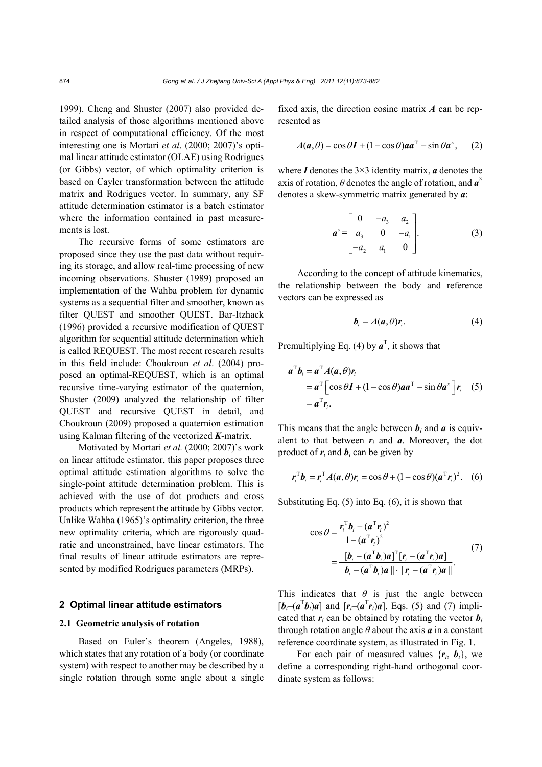1999). Cheng and Shuster (2007) also provided detailed analysis of those algorithms mentioned above in respect of computational efficiency. Of the most interesting one is Mortari *et al*. (2000; 2007)'s optimal linear attitude estimator (OLAE) using Rodrigues (or Gibbs) vector, of which optimality criterion is based on Cayler transformation between the attitude matrix and Rodrigues vector. In summary, any SF attitude determination estimator is a batch estimator where the information contained in past measurements is lost.

The recursive forms of some estimators are proposed since they use the past data without requiring its storage, and allow real-time processing of new incoming observations. Shuster (1989) proposed an implementation of the Wahba problem for dynamic systems as a sequential filter and smoother, known as filter QUEST and smoother QUEST. Bar-Itzhack (1996) provided a recursive modification of QUEST algorithm for sequential attitude determination which is called REQUEST. The most recent research results in this field include: Choukroun *et al*. (2004) proposed an optimal-REQUEST, which is an optimal recursive time-varying estimator of the quaternion, Shuster (2009) analyzed the relationship of filter QUEST and recursive QUEST in detail, and Choukroun (2009) proposed a quaternion estimation using Kalman filtering of the vectorized $\boldsymbol{K}$-matrix.

Motivated by Mortari *et al.* (2000; 2007)'s work on linear attitude estimator, this paper proposes three optimal attitude estimation algorithms to solve the single-point attitude determination problem. This is achieved with the use of dot products and cross products which represent the attitude by Gibbs vector. Unlike Wahba (1965)'s optimality criterion, the three new optimality criteria, which are rigorously quadratic and unconstrained, have linear estimators. The final results of linear attitude estimators are represented by modified Rodrigues parameters (MRPs).

## 2 Optimal linear attitude estimators

### 2.1 Geometric analysis of rotation

Based on Euler's theorem (Angeles, 1988), which states that any rotation of a body (or coordinate system) with respect to another may be described by a single rotation through some angle about a single fixed axis, the direction cosine matrix $\boldsymbol{A}$ can be represented as

$$\boldsymbol{A}(\boldsymbol{a},\theta)=\cos\theta\boldsymbol{I}+(1-\cos\theta)\boldsymbol{a}\boldsymbol{a}^{\mathrm{T}}-\sin\theta\boldsymbol{a}^{\times}, \quad (2)$$

where $\boldsymbol{I}$ denotes the 3×3 identity matrix, $\boldsymbol{a}$ denotes the axis of rotation, $\theta$ denotes the angle of rotation, and $\boldsymbol{a}^{\times}$ denotes a skew-symmetric matrix generated by $\boldsymbol{a}$:

$$\boldsymbol{a}^{\times}=\begin{bmatrix} 0 & -a_3 & a_2 \\ a_3 & 0 & -a_1 \\ -a_2 & a_1 & 0 \end{bmatrix}. \quad (3)$$

According to the concept of attitude kinematics, the relationship between the body and reference vectors can be expressed as

$$\boldsymbol{b}_i=\boldsymbol{A}(\boldsymbol{a},\theta)\boldsymbol{r}_i. \quad (4)$$

Premultiplying Eq. (4) by $\boldsymbol{a}^{\mathrm{T}}$, it shows that

$$\begin{aligned}\boldsymbol{a}^{\mathrm{T}}\boldsymbol{b}_i&=\boldsymbol{a}^{\mathrm{T}}\boldsymbol{A}(\boldsymbol{a},\theta)\boldsymbol{r}_i\\&=\boldsymbol{a}^{\mathrm{T}}\left[\cos\theta\boldsymbol{I}+(1-\cos\theta)\boldsymbol{a}\boldsymbol{a}^{\mathrm{T}}-\sin\theta\boldsymbol{a}^{\times}\right]\boldsymbol{r}_i \\&=\boldsymbol{a}^{\mathrm{T}}\boldsymbol{r}_i.\end{aligned} \quad (5)$$

This means that the angle between $\boldsymbol{b}_i$ and $\boldsymbol{a}$ is equivalent to that between $\boldsymbol{r}_i$ and $\boldsymbol{a}$. Moreover, the dot product of $\boldsymbol{r}_i$ and $\boldsymbol{b}_i$ can be given by

$$\boldsymbol{r}_i^{\mathrm{T}}\boldsymbol{b}_i=\boldsymbol{r}_i^{\mathrm{T}}\boldsymbol{A}(\boldsymbol{a},\theta)\boldsymbol{r}_i=\cos\theta+(1-\cos\theta)(\boldsymbol{a}^{\mathrm{T}}\boldsymbol{r}_i)^2. \quad (6)$$

Substituting Eq. (5) into Eq. (6), it is shown that

$$\begin{aligned}\cos\theta&=\frac{\boldsymbol{r}_i^{\mathrm{T}}\boldsymbol{b}_i-(\boldsymbol{a}^{\mathrm{T}}\boldsymbol{r}_i)^2}{1-(\boldsymbol{a}^{\mathrm{T}}\boldsymbol{r}_i)^2}\\&=\frac{[\boldsymbol{b}_i-(\boldsymbol{a}^{\mathrm{T}}\boldsymbol{b}_i)\boldsymbol{a}]^{\mathrm{T}}[\boldsymbol{r}_i-(\boldsymbol{a}^{\mathrm{T}}\boldsymbol{r}_i)\boldsymbol{a}]}{\|\boldsymbol{b}_i-(\boldsymbol{a}^{\mathrm{T}}\boldsymbol{b}_i)\boldsymbol{a}\|\cdot\|\boldsymbol{r}_i-(\boldsymbol{a}^{\mathrm{T}}\boldsymbol{r}_i)\boldsymbol{a}\|}.\end{aligned} \quad (7)$$

This indicates that $\theta$ is just the angle between $[\boldsymbol{b}_i-(\boldsymbol{a}^{\mathrm{T}}\boldsymbol{b}_i)\boldsymbol{a}]$ and $[\boldsymbol{r}_i-(\boldsymbol{a}^{\mathrm{T}}\boldsymbol{r}_i)\boldsymbol{a}]$. Eqs. (5) and (7) implicated that $\boldsymbol{r}_i$ can be obtained by rotating the vector $\boldsymbol{b}_i$ through rotation angle $\theta$ about the axis $\boldsymbol{a}$ in a constant reference coordinate system, as illustrated in Fig. 1.

For each pair of measured values $\{\boldsymbol{r}_i, \boldsymbol{b}_i\}$, we define a corresponding right-hand orthogonal coordinate system as follows: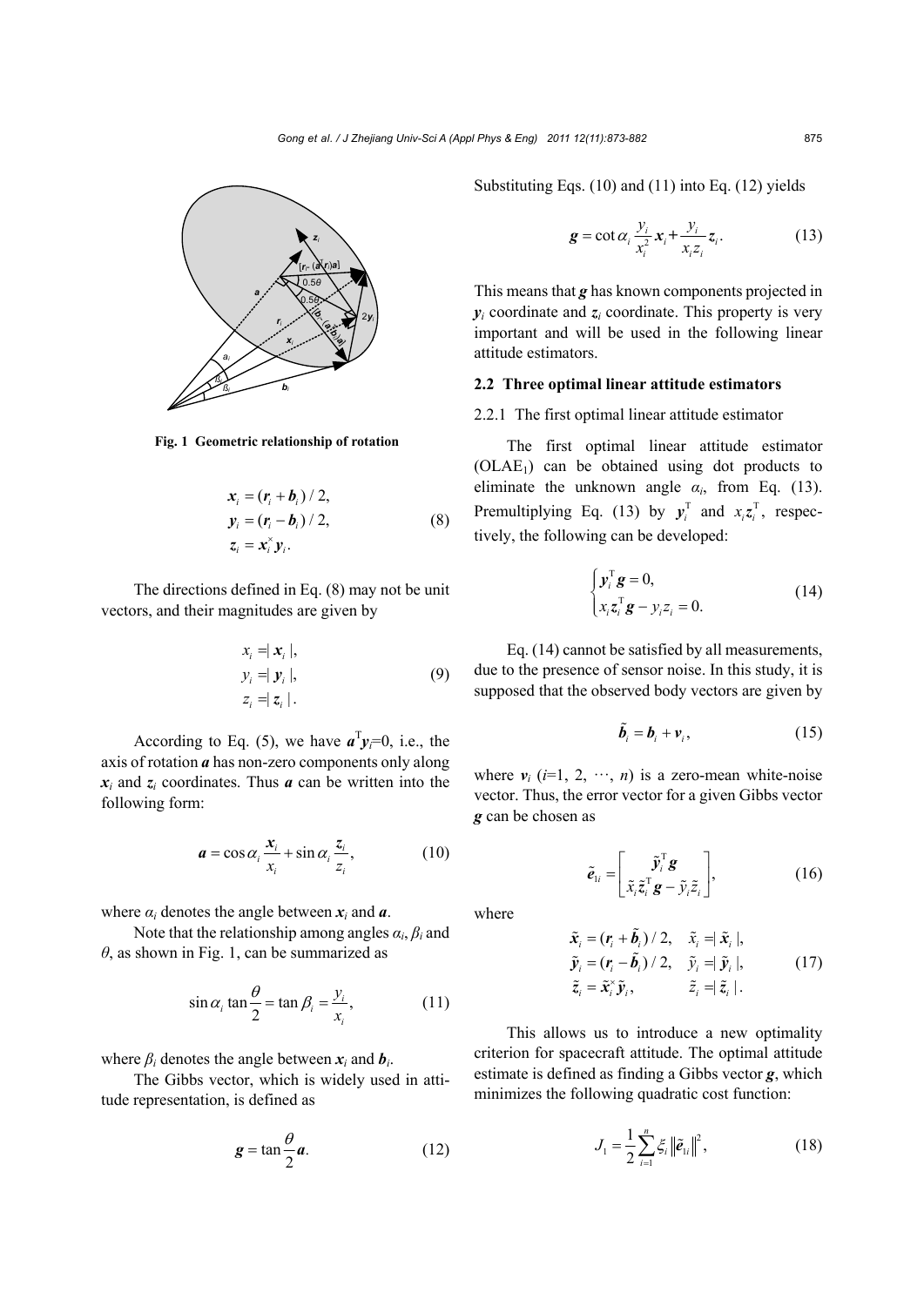Fig. 1 Geometric relationship of rotation

$$
\begin{aligned}
\boldsymbol{x}_i &= (\boldsymbol{r}_i + \boldsymbol{b}_i)/2, \\
\boldsymbol{y}_i &= (\boldsymbol{r}_i - \boldsymbol{b}_i)/2, \\
\boldsymbol{z}_i &= \boldsymbol{x}_i^{\times} \boldsymbol{y}_i.
\end{aligned}
\tag{8}
$$

The directions defined in Eq. (8) may not be unit vectors, and their magnitudes are given by

$$
\begin{aligned}
x_i &= |\boldsymbol{x}_i|, \\
y_i &= |\boldsymbol{y}_i|, \\
z_i &= |\boldsymbol{z}_i|.
\end{aligned}
\tag{9}
$$

According to Eq. (5), we have $\boldsymbol{a}^{\mathrm{T}}\boldsymbol{y}_i=0$, i.e., the axis of rotation $\boldsymbol{a}$ has non-zero components only along $\boldsymbol{x}_i$ and $\boldsymbol{z}_i$ coordinates. Thus $\boldsymbol{a}$ can be written into the following form:

$$
\boldsymbol{a} = \cos\alpha_i \frac{\boldsymbol{x}_i}{x_i} + \sin\alpha_i \frac{\boldsymbol{z}_i}{z_i},
\tag{10}
$$

where $\alpha_i$ denotes the angle between $\boldsymbol{x}_i$ and $\boldsymbol{a}$.

Note that the relationship among angles $\alpha_i$, $\beta_i$ and $\theta$, as shown in Fig. 1, can be summarized as

$$
\sin\alpha_i \tan\frac{\theta}{2} = \tan\beta_i = \frac{y_i}{x_i},
\tag{11}
$$

where $\beta_i$ denotes the angle between $\boldsymbol{x}_i$ and $\boldsymbol{b}_i$.

The Gibbs vector, which is widely used in attitude representation, is defined as

$$
\boldsymbol{g} = \tan\frac{\theta}{2}\boldsymbol{a}.
\tag{12}
$$

Substituting Eqs. (10) and (11) into Eq. (12) yields

$$
\boldsymbol{g} = \cot\alpha_i \frac{y_i}{x_i^2}\boldsymbol{x}_i + \frac{y_i}{x_i z_i}\boldsymbol{z}_i.
\tag{13}
$$

This means that $\boldsymbol{g}$ has known components projected in $\boldsymbol{y}_i$ coordinate and $\boldsymbol{z}_i$ coordinate. This property is very important and will be used in the following linear attitude estimators.

## 2.2 Three optimal linear attitude estimators

### 2.2.1 The first optimal linear attitude estimator

The first optimal linear attitude estimator ($\mathrm{OLAE}_1$) can be obtained using dot products to eliminate the unknown angle $\alpha_i$, from Eq. (13). Premultiplying Eq. (13) by $\boldsymbol{y}_i^{\mathrm{T}}$ and $x_i\boldsymbol{z}_i^{\mathrm{T}}$, respectively, the following can be developed:

$$
\begin{cases}
\boldsymbol{y}_i^{\mathrm{T}}\boldsymbol{g} = 0, \\
x_i\boldsymbol{z}_i^{\mathrm{T}}\boldsymbol{g} - y_i z_i = 0.
\end{cases}
\tag{14}
$$

Eq. (14) cannot be satisfied by all measurements, due to the presence of sensor noise. In this study, it is supposed that the observed body vectors are given by

$$
\tilde{\boldsymbol{b}}_i = \boldsymbol{b}_i + \boldsymbol{v}_i,
\tag{15}
$$

where $\boldsymbol{v}_i$ ($i$=1, 2, ⋯, $n$) is a zero-mean white-noise vector. Thus, the error vector for a given Gibbs vector $\boldsymbol{g}$ can be chosen as

$$
\tilde{\boldsymbol{e}}_{1i} = \begin{bmatrix} \tilde{\boldsymbol{y}}_i^{\mathrm{T}}\boldsymbol{g} \\ \tilde{x}_i\tilde{\boldsymbol{z}}_i^{\mathrm{T}}\boldsymbol{g} - \tilde{y}_i\tilde{z}_i \end{bmatrix},
\tag{16}
$$

where

$$
\begin{aligned}
\tilde{\boldsymbol{x}}_i &= (\boldsymbol{r}_i + \tilde{\boldsymbol{b}}_i)/2, \quad \tilde{x}_i = |\tilde{\boldsymbol{x}}_i|, \\
\tilde{\boldsymbol{y}}_i &= (\boldsymbol{r}_i - \tilde{\boldsymbol{b}}_i)/2, \quad \tilde{y}_i = |\tilde{\boldsymbol{y}}_i|, \\
\tilde{\boldsymbol{z}}_i &= \tilde{\boldsymbol{x}}_i^{\times}\tilde{\boldsymbol{y}}_i, \qquad\quad\; \tilde{z}_i = |\tilde{\boldsymbol{z}}_i|.
\end{aligned}
\tag{17}
$$

This allows us to introduce a new optimality criterion for spacecraft attitude. The optimal attitude estimate is defined as finding a Gibbs vector $\boldsymbol{g}$, which minimizes the following quadratic cost function:

$$
J_1 = \frac{1}{2}\sum_{i=1}^{n}\xi_i \left\|\tilde{\boldsymbol{e}}_{1i}\right\|^2,
\tag{18}
$$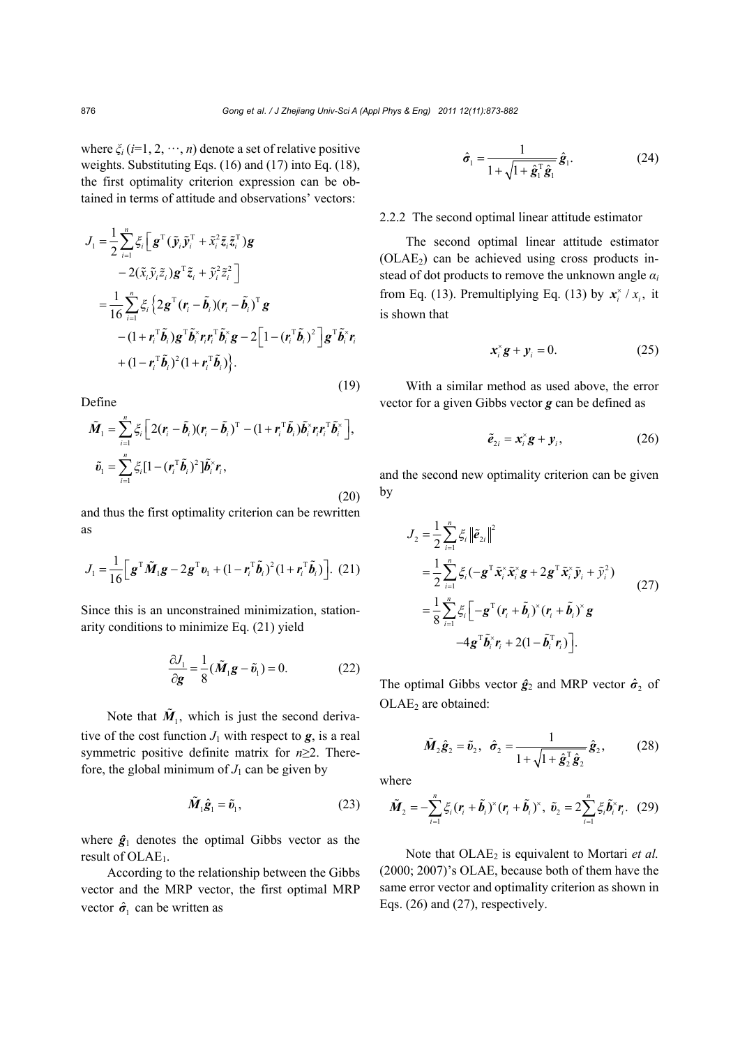where $\xi_i$ ($i$=1, 2, $\cdots$, $n$) denote a set of relative positive weights. Substituting Eqs. (16) and (17) into Eq. (18), the first optimality criterion expression can be obtained in terms of attitude and observations' vectors:

$$
\begin{aligned}
J_1 &= \frac{1}{2}\sum_{i=1}^{n}\xi_i\Big[\boldsymbol{g}^{\mathrm{T}}(\tilde{\boldsymbol{y}}_i\tilde{\boldsymbol{y}}_i^{\mathrm{T}}+\tilde{x}_i^2\tilde{\boldsymbol{z}}_i\tilde{\boldsymbol{z}}_i^{\mathrm{T}})\boldsymbol{g} \\
&\quad -2(\tilde{x}_i\tilde{y}_i\tilde{z}_i)\boldsymbol{g}^{\mathrm{T}}\tilde{\boldsymbol{z}}_i+\tilde{y}_i^2\tilde{z}_i^2\Big] \\
&= \frac{1}{16}\sum_{i=1}^{n}\xi_i\Big\{2\boldsymbol{g}^{\mathrm{T}}(\boldsymbol{r}_i-\tilde{\boldsymbol{b}}_i)(\boldsymbol{r}_i-\tilde{\boldsymbol{b}}_i)^{\mathrm{T}}\boldsymbol{g} \\
&\quad -(1+\boldsymbol{r}_i^{\mathrm{T}}\tilde{\boldsymbol{b}}_i)\boldsymbol{g}^{\mathrm{T}}\tilde{\boldsymbol{b}}_i^{\times}\boldsymbol{r}_i\boldsymbol{r}_i^{\mathrm{T}}\tilde{\boldsymbol{b}}_i^{\times}\boldsymbol{g}-2\Big[1-(\boldsymbol{r}_i^{\mathrm{T}}\tilde{\boldsymbol{b}}_i)^2\Big]\boldsymbol{g}^{\mathrm{T}}\tilde{\boldsymbol{b}}_i^{\times}\boldsymbol{r}_i \\
&\quad +(1-\boldsymbol{r}_i^{\mathrm{T}}\tilde{\boldsymbol{b}}_i)^2(1+\boldsymbol{r}_i^{\mathrm{T}}\tilde{\boldsymbol{b}}_i)\Big\}.
\end{aligned} \tag{19}
$$

Define

$$
\begin{aligned}
\tilde{\boldsymbol{M}}_1 &= \sum_{i=1}^{n}\xi_i\Big[2(\boldsymbol{r}_i-\tilde{\boldsymbol{b}}_i)(\boldsymbol{r}_i-\tilde{\boldsymbol{b}}_i)^{\mathrm{T}}-(1+\boldsymbol{r}_i^{\mathrm{T}}\tilde{\boldsymbol{b}}_i)\tilde{\boldsymbol{b}}_i^{\times}\boldsymbol{r}_i\boldsymbol{r}_i^{\mathrm{T}}\tilde{\boldsymbol{b}}_i^{\times}\Big], \\
\tilde{\boldsymbol{\upsilon}}_1 &= \sum_{i=1}^{n}\xi_i[1-(\boldsymbol{r}_i^{\mathrm{T}}\tilde{\boldsymbol{b}}_i)^2]\tilde{\boldsymbol{b}}_i^{\times}\boldsymbol{r}_i,
\end{aligned} \tag{20}
$$

and thus the first optimality criterion can be rewritten as

$$
J_1 = \frac{1}{16}\Big[\boldsymbol{g}^{\mathrm{T}}\tilde{\boldsymbol{M}}_1\boldsymbol{g}-2\boldsymbol{g}^{\mathrm{T}}\boldsymbol{\upsilon}_1+(1-\boldsymbol{r}_i^{\mathrm{T}}\tilde{\boldsymbol{b}}_i)^2(1+\boldsymbol{r}_i^{\mathrm{T}}\tilde{\boldsymbol{b}}_i)\Big]. \tag{21}
$$

Since this is an unconstrained minimization, stationarity conditions to minimize Eq. (21) yield

$$
\frac{\partial J_1}{\partial \boldsymbol{g}} = \frac{1}{8}(\tilde{\boldsymbol{M}}_1\boldsymbol{g}-\tilde{\boldsymbol{\upsilon}}_1)=0. \tag{22}
$$

Note that $\tilde{\boldsymbol{M}}_1$, which is just the second derivative of the cost function $J_1$ with respect to $\boldsymbol{g}$, is a real symmetric positive definite matrix for $n\geq 2$. Therefore, the global minimum of $J_1$ can be given by

$$
\tilde{\boldsymbol{M}}_1\hat{\boldsymbol{g}}_1=\tilde{\boldsymbol{\upsilon}}_1, \tag{23}
$$

where $\hat{\boldsymbol{g}}_1$ denotes the optimal Gibbs vector as the result of OLAE$_1$.

According to the relationship between the Gibbs vector and the MRP vector, the first optimal MRP vector $\hat{\boldsymbol{\sigma}}_1$ can be written as

$$
\hat{\boldsymbol{\sigma}}_1=\frac{1}{1+\sqrt{1+\hat{\boldsymbol{g}}_1^{\mathrm{T}}\hat{\boldsymbol{g}}_1}}\hat{\boldsymbol{g}}_1. \tag{24}
$$

#### 2.2.2 The second optimal linear attitude estimator

The second optimal linear attitude estimator (OLAE$_2$) can be achieved using cross products instead of dot products to remove the unknown angle $\alpha_i$ from Eq. (13). Premultiplying Eq. (13) by $\boldsymbol{x}_i^{\times}/x_i$, it is shown that

$$
\boldsymbol{x}_i^{\times}\boldsymbol{g}+\boldsymbol{y}_i=0. \tag{25}
$$

With a similar method as used above, the error vector for a given Gibbs vector $\boldsymbol{g}$ can be defined as

$$
\tilde{\boldsymbol{e}}_{2i}=\boldsymbol{x}_i^{\times}\boldsymbol{g}+\boldsymbol{y}_i, \tag{26}
$$

and the second new optimality criterion can be given by

$$
\begin{aligned}
J_2 &= \frac{1}{2}\sum_{i=1}^{n}\xi_i\left\|\tilde{\boldsymbol{e}}_{2i}\right\|^2 \\
&= \frac{1}{2}\sum_{i=1}^{n}\xi_i(-\boldsymbol{g}^{\mathrm{T}}\tilde{\boldsymbol{x}}_i^{\times}\tilde{\boldsymbol{x}}_i^{\times}\boldsymbol{g}+2\boldsymbol{g}^{\mathrm{T}}\tilde{\boldsymbol{x}}_i^{\times}\tilde{\boldsymbol{y}}_i+\tilde{y}_i^2) \\
&= \frac{1}{8}\sum_{i=1}^{n}\xi_i\Big[-\boldsymbol{g}^{\mathrm{T}}(\boldsymbol{r}_i+\tilde{\boldsymbol{b}}_i)^{\times}(\boldsymbol{r}_i+\tilde{\boldsymbol{b}}_i)^{\times}\boldsymbol{g} \\
&\quad -4\boldsymbol{g}^{\mathrm{T}}\tilde{\boldsymbol{b}}_i^{\times}\boldsymbol{r}_i+2(1-\tilde{\boldsymbol{b}}_i^{\mathrm{T}}\boldsymbol{r}_i)\Big].
\end{aligned} \tag{27}
$$

The optimal Gibbs vector $\hat{\boldsymbol{g}}_2$ and MRP vector $\hat{\boldsymbol{\sigma}}_2$ of OLAE$_2$ are obtained:

$$
\tilde{\boldsymbol{M}}_2\hat{\boldsymbol{g}}_2=\tilde{\boldsymbol{\upsilon}}_2,\quad \hat{\boldsymbol{\sigma}}_2=\frac{1}{1+\sqrt{1+\hat{\boldsymbol{g}}_2^{\mathrm{T}}\hat{\boldsymbol{g}}_2}}\hat{\boldsymbol{g}}_2, \tag{28}
$$

where

$$
\tilde{\boldsymbol{M}}_2=-\sum_{i=1}^{n}\xi_i(\boldsymbol{r}_i+\tilde{\boldsymbol{b}}_i)^{\times}(\boldsymbol{r}_i+\tilde{\boldsymbol{b}}_i)^{\times},\ \tilde{\boldsymbol{\upsilon}}_2=2\sum_{i=1}^{n}\xi_i\tilde{\boldsymbol{b}}_i^{\times}\boldsymbol{r}_i. \tag{29}
$$

Note that OLAE$_2$ is equivalent to Mortari *et al.* (2000; 2007)'s OLAE, because both of them have the same error vector and optimality criterion as shown in Eqs. (26) and (27), respectively.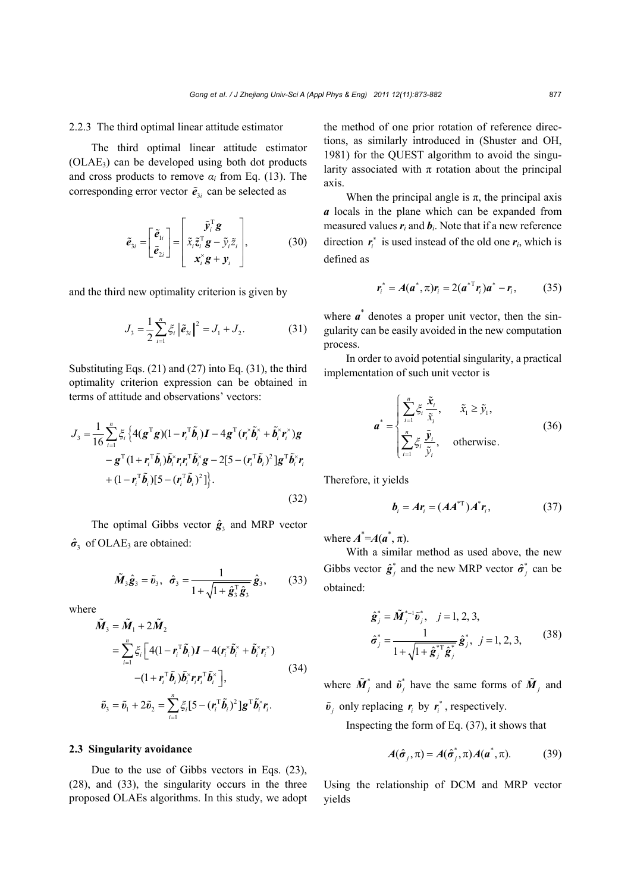#### 2.2.3 The third optimal linear attitude estimator

The third optimal linear attitude estimator ($\text{OLAE}_3$) can be developed using both dot products and cross products to remove $\alpha_i$ from Eq. (13). The corresponding error vector $\tilde{\boldsymbol{e}}_{3i}$ can be selected as

$$\tilde{\boldsymbol{e}}_{3i} = \begin{bmatrix} \tilde{\boldsymbol{e}}_{1i} \\ \tilde{\boldsymbol{e}}_{2i} \end{bmatrix} = \begin{bmatrix} \tilde{\boldsymbol{y}}_i^{\mathrm{T}} \boldsymbol{g} \\ \tilde{x}_i \tilde{\boldsymbol{z}}_i^{\mathrm{T}} \boldsymbol{g} - \tilde{y}_i \tilde{z}_i \\ \boldsymbol{x}_i^{\times} \boldsymbol{g} + \boldsymbol{y}_i \end{bmatrix}, \tag{30}$$

and the third new optimality criterion is given by

$$J_3 = \frac{1}{2} \sum_{i=1}^{n} \xi_i \left\| \tilde{\boldsymbol{e}}_{3i} \right\|^2 = J_1 + J_2. \tag{31}$$

Substituting Eqs. (21) and (27) into Eq. (31), the third optimality criterion expression can be obtained in terms of attitude and observations' vectors:

$$\begin{aligned} J_3 = \frac{1}{16} \sum_{i=1}^{n} \xi_i \Big\{ & 4(\boldsymbol{g}^{\mathrm{T}} \boldsymbol{g})(1 - \boldsymbol{r}_i^{\mathrm{T}} \tilde{\boldsymbol{b}}_i) \boldsymbol{I} - 4 \boldsymbol{g}^{\mathrm{T}} (\boldsymbol{r}_i^{\times} \tilde{\boldsymbol{b}}_i^{\times} + \tilde{\boldsymbol{b}}_i^{\times} \boldsymbol{r}_i^{\times}) \boldsymbol{g} \\ & - \boldsymbol{g}^{\mathrm{T}} (1 + \boldsymbol{r}_i^{\mathrm{T}} \tilde{\boldsymbol{b}}_i) \tilde{\boldsymbol{b}}_i^{\times} \boldsymbol{r}_i \boldsymbol{r}_i^{\mathrm{T}} \tilde{\boldsymbol{b}}_i^{\times} \boldsymbol{g} - 2[5 - (\boldsymbol{r}_i^{\mathrm{T}} \tilde{\boldsymbol{b}}_i)^2] \boldsymbol{g}^{\mathrm{T}} \tilde{\boldsymbol{b}}_i^{\times} \boldsymbol{r}_i \\ & + (1 - \boldsymbol{r}_i^{\mathrm{T}} \tilde{\boldsymbol{b}}_i)[5 - (\boldsymbol{r}_i^{\mathrm{T}} \tilde{\boldsymbol{b}}_i)^2] \Big\}. \end{aligned} \tag{32}$$

The optimal Gibbs vector $\hat{\boldsymbol{g}}_3$ and MRP vector $\hat{\boldsymbol{\sigma}}_3$ of $\text{OLAE}_3$ are obtained:

$$\tilde{\boldsymbol{M}}_3 \hat{\boldsymbol{g}}_3 = \tilde{\boldsymbol{\upsilon}}_3, \quad \hat{\boldsymbol{\sigma}}_3 = \frac{1}{1 + \sqrt{1 + \hat{\boldsymbol{g}}_3^{\mathrm{T}} \hat{\boldsymbol{g}}_3}} \hat{\boldsymbol{g}}_3, \tag{33}$$

where

$$\begin{aligned} \tilde{\boldsymbol{M}}_3 &= \tilde{\boldsymbol{M}}_1 + 2 \tilde{\boldsymbol{M}}_2 \\ &= \sum_{i=1}^{n} \xi_i \Big[ 4(1 - \boldsymbol{r}_i^{\mathrm{T}} \tilde{\boldsymbol{b}}_i) \boldsymbol{I} - 4(\boldsymbol{r}_i^{\times} \tilde{\boldsymbol{b}}_i^{\times} + \tilde{\boldsymbol{b}}_i^{\times} \boldsymbol{r}_i^{\times}) \\ &\qquad - (1 + \boldsymbol{r}_i^{\mathrm{T}} \tilde{\boldsymbol{b}}_i) \tilde{\boldsymbol{b}}_i^{\times} \boldsymbol{r}_i \boldsymbol{r}_i^{\mathrm{T}} \tilde{\boldsymbol{b}}_i^{\times} \Big], \\ \tilde{\boldsymbol{\upsilon}}_3 &= \tilde{\boldsymbol{\upsilon}}_1 + 2 \tilde{\boldsymbol{\upsilon}}_2 = \sum_{i=1}^{n} \xi_i [5 - (\boldsymbol{r}_i^{\mathrm{T}} \tilde{\boldsymbol{b}}_i)^2] \boldsymbol{g}^{\mathrm{T}} \tilde{\boldsymbol{b}}_i^{\times} \boldsymbol{r}_i. \end{aligned} \tag{34}$$

### 2.3 Singularity avoidance

Due to the use of Gibbs vectors in Eqs. (23), (28), and (33), the singularity occurs in the three proposed OLAEs algorithms. In this study, we adopt the method of one prior rotation of reference directions, as similarly introduced in (Shuster and OH, 1981) for the QUEST algorithm to avoid the singularity associated with π rotation about the principal axis.

When the principal angle is π, the principal axis $\boldsymbol{a}$ locals in the plane which can be expanded from measured values $\boldsymbol{r}_i$ and $\boldsymbol{b}_i$. Note that if a new reference direction $\boldsymbol{r}_i^*$ is used instead of the old one $\boldsymbol{r}_i$, which is defined as

$$\boldsymbol{r}_i^* = \boldsymbol{A}(\boldsymbol{a}^*, \pi) \boldsymbol{r}_i = 2(\boldsymbol{a}^{*\mathrm{T}} \boldsymbol{r}_i) \boldsymbol{a}^* - \boldsymbol{r}_i, \tag{35}$$

where $\boldsymbol{a}^*$ denotes a proper unit vector, then the singularity can be easily avoided in the new computation process.

In order to avoid potential singularity, a practical implementation of such unit vector is

$$\boldsymbol{a}^* = \begin{cases} \displaystyle\sum_{i=1}^{n} \xi_i \frac{\tilde{\boldsymbol{x}}_i}{\tilde{x}_i}, & \tilde{x}_1 \geq \tilde{y}_1, \\ \displaystyle\sum_{i=1}^{n} \xi_i \frac{\tilde{\boldsymbol{y}}_i}{\tilde{y}_i}, & \text{otherwise}. \end{cases} \tag{36}$$

Therefore, it yields

$$\boldsymbol{b}_i = \boldsymbol{A} \boldsymbol{r}_i = (\boldsymbol{A} \boldsymbol{A}^{*\mathrm{T}}) \boldsymbol{A}^* \boldsymbol{r}_i, \tag{37}$$

where $\boldsymbol{A}^* = \boldsymbol{A}(\boldsymbol{a}^*, \pi)$.

With a similar method as used above, the new Gibbs vector $\hat{\boldsymbol{g}}_j^*$ and the new MRP vector $\hat{\boldsymbol{\sigma}}_j^*$ can be obtained:

$$\begin{aligned} \hat{\boldsymbol{g}}_j^* &= \tilde{\boldsymbol{M}}_j^{*-1} \tilde{\boldsymbol{\upsilon}}_j^*, \quad j = 1, 2, 3, \\ \hat{\boldsymbol{\sigma}}_j^* &= \frac{1}{1 + \sqrt{1 + \hat{\boldsymbol{g}}_j^{*\mathrm{T}} \hat{\boldsymbol{g}}_j^*}} \hat{\boldsymbol{g}}_j^*, \quad j = 1, 2, 3, \end{aligned} \tag{38}$$

where $\tilde{\boldsymbol{M}}_j^*$ and $\tilde{\boldsymbol{\upsilon}}_j^*$ have the same forms of $\tilde{\boldsymbol{M}}_j$ and $\tilde{\boldsymbol{\upsilon}}_j$ only replacing $\boldsymbol{r}_i$ by $\boldsymbol{r}_i^*$, respectively.

Inspecting the form of Eq. (37), it shows that

$$\boldsymbol{A}(\hat{\boldsymbol{\sigma}}_j, \pi) = \boldsymbol{A}(\hat{\boldsymbol{\sigma}}_j^*, \pi) \boldsymbol{A}(\boldsymbol{a}^*, \pi). \tag{39}$$

Using the relationship of DCM and MRP vector yields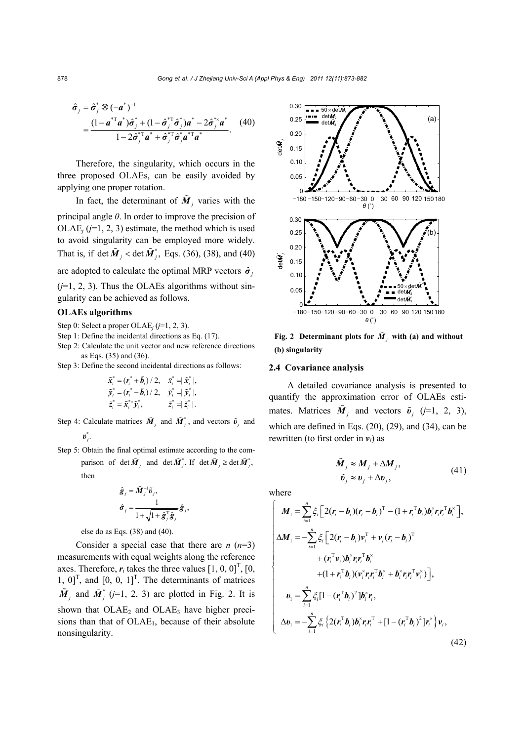$$
\begin{aligned}
\hat{\boldsymbol{\sigma}}_j &= \hat{\boldsymbol{\sigma}}_j^* \otimes (-\boldsymbol{a}^*)^{-1} \\
&= \frac{(1-\boldsymbol{a}^{*\mathrm{T}}\boldsymbol{a}^*)\hat{\boldsymbol{\sigma}}_j^* + (1-\hat{\boldsymbol{\sigma}}_j^{*\mathrm{T}}\hat{\boldsymbol{\sigma}}_j^*)\boldsymbol{a}^* - 2\hat{\boldsymbol{\sigma}}_j^{*\times}\boldsymbol{a}^*}{1-2\hat{\boldsymbol{\sigma}}_j^{*\mathrm{T}}\boldsymbol{a}^* + \hat{\boldsymbol{\sigma}}_j^{*\mathrm{T}}\hat{\boldsymbol{\sigma}}_j^*\boldsymbol{a}^{*\mathrm{T}}\boldsymbol{a}^*}.
\end{aligned} \tag{40}
$$

Therefore, the singularity, which occurs in the three proposed OLAEs, can be easily avoided by applying one proper rotation.

In fact, the determinant of $\tilde{\boldsymbol{M}}_j$ varies with the principal angle $\theta$. In order to improve the precision of $\text{OLAE}_j$ ($j$=1, 2, 3) estimate, the method which is used to avoid singularity can be employed more widely. That is, if $\det\tilde{\boldsymbol{M}}_j < \det\tilde{\boldsymbol{M}}_j^*$, Eqs. (36), (38), and (40) are adopted to calculate the optimal MRP vectors $\hat{\boldsymbol{\sigma}}_j$ ($j$=1, 2, 3). Thus the OLAEs algorithms without singularity can be achieved as follows.

**OLAEs algorithms**

Step 0: Select a proper $\text{OLAE}_j$ ($j$=1, 2, 3).

Step 1: Define the incidental directions as Eq. (17).

Step 2: Calculate the unit vector and new reference directions as Eqs. (35) and (36).

Step 3: Define the second incidental directions as follows:

$$
\begin{aligned}
\tilde{\boldsymbol{x}}_i^* &= (\boldsymbol{r}_i^* + \tilde{\boldsymbol{b}}_i)/2, \quad \tilde{x}_i^* = |\tilde{\boldsymbol{x}}_i^*|, \\
\tilde{\boldsymbol{y}}_i^* &= (\boldsymbol{r}_i^* - \tilde{\boldsymbol{b}}_i)/2, \quad \tilde{y}_i^* = |\tilde{\boldsymbol{y}}_i^*|, \\
\tilde{\boldsymbol{z}}_i^* &= \tilde{\boldsymbol{x}}_i^{*\times}\tilde{\boldsymbol{y}}_i^*, \qquad\quad \tilde{z}_i^* = |\tilde{\boldsymbol{z}}_i^*|.
\end{aligned}
$$

Step 4: Calculate matrices $\tilde{\boldsymbol{M}}_j$ and $\tilde{\boldsymbol{M}}_j^*$, and vectors $\tilde{\boldsymbol{\upsilon}}_j$ and $\tilde{\boldsymbol{\upsilon}}_j^*$.

Step 5: Obtain the final optimal estimate according to the comparison of $\det\tilde{\boldsymbol{M}}_j$ and $\det\tilde{\boldsymbol{M}}_j^*$. If $\det\tilde{\boldsymbol{M}}_j \geq \det\tilde{\boldsymbol{M}}_j^*$, then

$$
\hat{\boldsymbol{g}}_j = \tilde{\boldsymbol{M}}_j^{-1}\tilde{\boldsymbol{\upsilon}}_j,
$$

$$
\hat{\boldsymbol{\sigma}}_j = \frac{1}{1+\sqrt{1+\hat{\boldsymbol{g}}_j^{\mathrm{T}}\hat{\boldsymbol{g}}_j}}\hat{\boldsymbol{g}}_j,
$$

else do as Eqs. (38) and (40).

Consider a special case that there are $n$ ($n$=3) measurements with equal weights along the reference axes. Therefore, $\boldsymbol{r}_i$ takes the three values $[1, 0, 0]^{\mathrm{T}}$, $[0, 1, 0]^{\mathrm{T}}$, and $[0, 0, 1]^{\mathrm{T}}$. The determinants of matrices $\tilde{\boldsymbol{M}}_j$ and $\tilde{\boldsymbol{M}}_j^*$ ($j$=1, 2, 3) are plotted in Fig. 2. It is shown that $\text{OLAE}_2$ and $\text{OLAE}_3$ have higher precisions than that of $\text{OLAE}_1$, because of their absolute nonsingularity.

**Fig. 2 Determinant plots for $\tilde{\boldsymbol{M}}_j$ with (a) and without (b) singularity**

## 2.4 Covariance analysis

A detailed covariance analysis is presented to quantify the approximation error of OLAEs estimates. Matrices $\tilde{\boldsymbol{M}}_j$ and vectors $\tilde{\boldsymbol{\upsilon}}_j$ ($j$=1, 2, 3), which are defined in Eqs. (20), (29), and (34), can be rewritten (to first order in $\boldsymbol{v}_i$) as

$$
\begin{aligned}
\tilde{\boldsymbol{M}}_j &\approx \boldsymbol{M}_j + \Delta\boldsymbol{M}_j, \\
\tilde{\boldsymbol{\upsilon}}_j &\approx \boldsymbol{\upsilon}_j + \Delta\boldsymbol{\upsilon}_j,
\end{aligned} \tag{41}
$$

where

$$
\begin{cases}
\boldsymbol{M}_1 = \displaystyle\sum_{i=1}^{n}\xi_i\left[2(\boldsymbol{r}_i-\boldsymbol{b}_i)(\boldsymbol{r}_i-\boldsymbol{b}_i)^{\mathrm{T}} - (1+\boldsymbol{r}_i^{\mathrm{T}}\boldsymbol{b}_i)\boldsymbol{b}_i^{\times}\boldsymbol{r}_i\boldsymbol{r}_i^{\mathrm{T}}\boldsymbol{b}_i^{\times}\right], \\
\Delta\boldsymbol{M}_1 = -\displaystyle\sum_{i=1}^{n}\xi_i\Big[2(\boldsymbol{r}_i-\boldsymbol{b}_i)\boldsymbol{v}_i^{\mathrm{T}} + \boldsymbol{v}_i(\boldsymbol{r}_i-\boldsymbol{b}_i)^{\mathrm{T}} \\
\qquad\qquad + (\boldsymbol{r}_i^{\mathrm{T}}\boldsymbol{v}_i)\boldsymbol{b}_i^{\times}\boldsymbol{r}_i\boldsymbol{r}_i^{\mathrm{T}}\boldsymbol{b}_i^{\times} \\
\qquad\qquad + (1+\boldsymbol{r}_i^{\mathrm{T}}\boldsymbol{b}_i)(\boldsymbol{v}_i^{\times}\boldsymbol{r}_i\boldsymbol{r}_i^{\mathrm{T}}\boldsymbol{b}_i^{\times} + \boldsymbol{b}_i^{\times}\boldsymbol{r}_i\boldsymbol{r}_i^{\mathrm{T}}\boldsymbol{v}_i^{\times})\Big], \\
\boldsymbol{\upsilon}_1 = \displaystyle\sum_{i=1}^{n}\xi_i[1-(\boldsymbol{r}_i^{\mathrm{T}}\boldsymbol{b}_i)^2]\boldsymbol{b}_i^{\times}\boldsymbol{r}_i, \\
\Delta\boldsymbol{\upsilon}_1 = -\displaystyle\sum_{i=1}^{n}\xi_i\left\{2(\boldsymbol{r}_i^{\mathrm{T}}\boldsymbol{b}_i)\boldsymbol{b}_i^{\times}\boldsymbol{r}_i\boldsymbol{r}_i^{\mathrm{T}} + [1-(\boldsymbol{r}_i^{\mathrm{T}}\boldsymbol{b}_i)^2]\boldsymbol{r}_i^{\times}\right\}\boldsymbol{v}_i,
\end{cases} \tag{42}
$$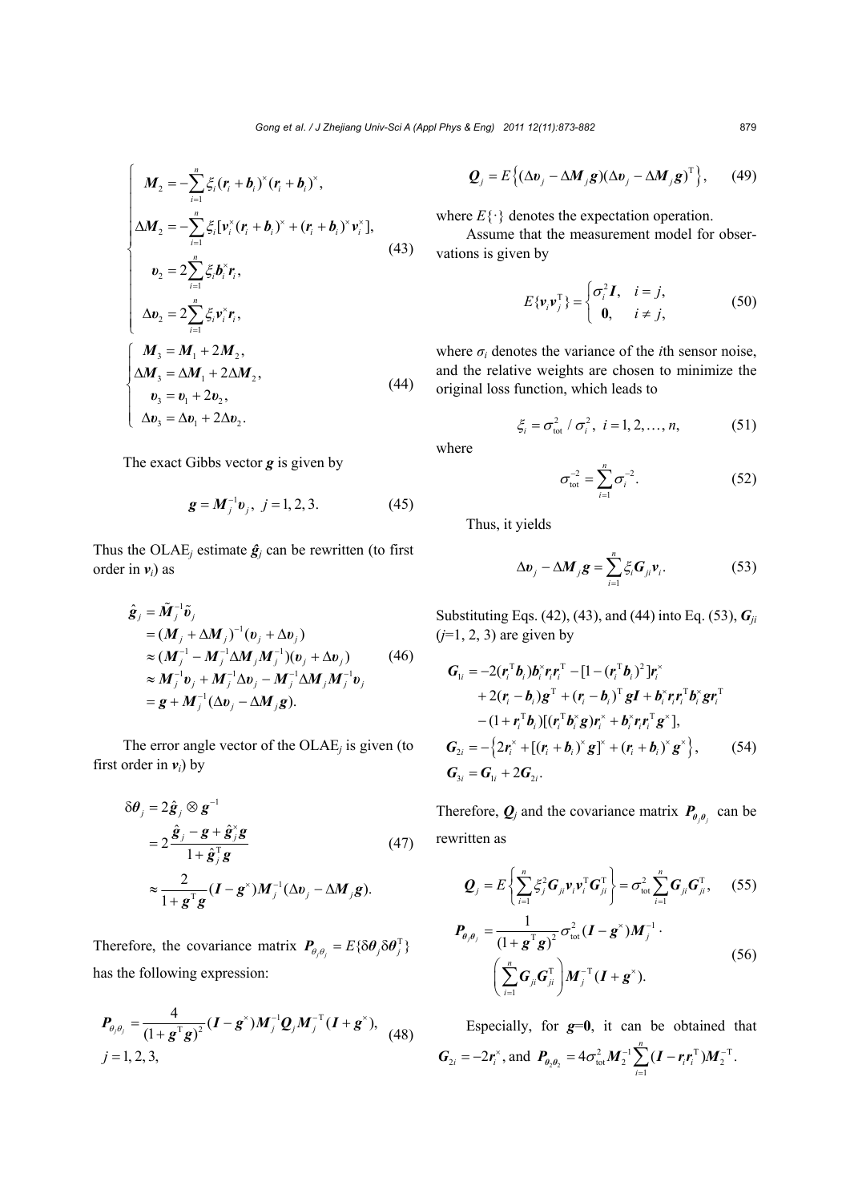$$
\begin{cases}
\boldsymbol{M}_2 = -\sum_{i=1}^{n} \xi_i (\boldsymbol{r}_i + \boldsymbol{b}_i)^{\times} (\boldsymbol{r}_i + \boldsymbol{b}_i)^{\times}, \\
\Delta \boldsymbol{M}_2 = -\sum_{i=1}^{n} \xi_i [\boldsymbol{v}_i^{\times} (\boldsymbol{r}_i + \boldsymbol{b}_i)^{\times} + (\boldsymbol{r}_i + \boldsymbol{b}_i)^{\times} \boldsymbol{v}_i^{\times}], \\
\boldsymbol{\upsilon}_2 = 2\sum_{i=1}^{n} \xi_i \boldsymbol{b}_i^{\times} \boldsymbol{r}_i, \\
\Delta \boldsymbol{\upsilon}_2 = 2\sum_{i=1}^{n} \xi_i \boldsymbol{v}_i^{\times} \boldsymbol{r}_i,
\end{cases}
\tag{43}
$$

$$
\begin{cases}
\boldsymbol{M}_3 = \boldsymbol{M}_1 + 2\boldsymbol{M}_2, \\
\Delta \boldsymbol{M}_3 = \Delta \boldsymbol{M}_1 + 2\Delta \boldsymbol{M}_2, \\
\boldsymbol{\upsilon}_3 = \boldsymbol{\upsilon}_1 + 2\boldsymbol{\upsilon}_2, \\
\Delta \boldsymbol{\upsilon}_3 = \Delta \boldsymbol{\upsilon}_1 + 2\Delta \boldsymbol{\upsilon}_2.
\end{cases}
\tag{44}
$$

The exact Gibbs vector $\boldsymbol{g}$ is given by

$$
\boldsymbol{g} = \boldsymbol{M}_j^{-1} \boldsymbol{\upsilon}_j, \;\; j = 1, 2, 3. \tag{45}
$$

Thus the OLAE$_j$ estimate $\hat{\boldsymbol{g}}_j$ can be rewritten (to first order in $\boldsymbol{v}_i$) as

$$
\begin{aligned}
\hat{\boldsymbol{g}}_j &= \tilde{\boldsymbol{M}}_j^{-1} \tilde{\boldsymbol{\upsilon}}_j \\
&= (\boldsymbol{M}_j + \Delta \boldsymbol{M}_j)^{-1} (\boldsymbol{\upsilon}_j + \Delta \boldsymbol{\upsilon}_j) \\
&\approx (\boldsymbol{M}_j^{-1} - \boldsymbol{M}_j^{-1} \Delta \boldsymbol{M}_j \boldsymbol{M}_j^{-1})(\boldsymbol{\upsilon}_j + \Delta \boldsymbol{\upsilon}_j) \\
&\approx \boldsymbol{M}_j^{-1} \boldsymbol{\upsilon}_j + \boldsymbol{M}_j^{-1} \Delta \boldsymbol{\upsilon}_j - \boldsymbol{M}_j^{-1} \Delta \boldsymbol{M}_j \boldsymbol{M}_j^{-1} \boldsymbol{\upsilon}_j \\
&= \boldsymbol{g} + \boldsymbol{M}_j^{-1} (\Delta \boldsymbol{\upsilon}_j - \Delta \boldsymbol{M}_j \boldsymbol{g}).
\end{aligned}
\tag{46}
$$

The error angle vector of the OLAE$_j$ is given (to first order in $\boldsymbol{v}_i$) by

$$
\begin{aligned}
\delta \boldsymbol{\theta}_j &= 2\hat{\boldsymbol{g}}_j \otimes \boldsymbol{g}^{-1} \\
&= 2\frac{\hat{\boldsymbol{g}}_j - \boldsymbol{g} + \hat{\boldsymbol{g}}_j^{\times} \boldsymbol{g}}{1 + \hat{\boldsymbol{g}}_j^{\mathrm{T}} \boldsymbol{g}} \\
&\approx \frac{2}{1 + \boldsymbol{g}^{\mathrm{T}} \boldsymbol{g}} (\boldsymbol{I} - \boldsymbol{g}^{\times}) \boldsymbol{M}_j^{-1} (\Delta \boldsymbol{\upsilon}_j - \Delta \boldsymbol{M}_j \boldsymbol{g}).
\end{aligned}
\tag{47}
$$

Therefore, the covariance matrix $\boldsymbol{P}_{\theta_j \theta_j} = E\{\delta \boldsymbol{\theta}_j \delta \boldsymbol{\theta}_j^{\mathrm{T}}\}$ has the following expression:

$$
\begin{aligned}
&\boldsymbol{P}_{\theta_j \theta_j} = \frac{4}{(1 + \boldsymbol{g}^{\mathrm{T}} \boldsymbol{g})^2} (\boldsymbol{I} - \boldsymbol{g}^{\times}) \boldsymbol{M}_j^{-1} \boldsymbol{Q}_j \boldsymbol{M}_j^{-\mathrm{T}} (\boldsymbol{I} + \boldsymbol{g}^{\times}), \\
&j = 1, 2, 3,
\end{aligned}
\tag{48}
$$

$$
\boldsymbol{Q}_j = E\left\{ (\Delta \boldsymbol{\upsilon}_j - \Delta \boldsymbol{M}_j \boldsymbol{g})(\Delta \boldsymbol{\upsilon}_j - \Delta \boldsymbol{M}_j \boldsymbol{g})^{\mathrm{T}} \right\}, \tag{49}
$$

where $E\{\cdot\}$ denotes the expectation operation.

Assume that the measurement model for observations is given by

$$
E\{\boldsymbol{v}_i \boldsymbol{v}_j^{\mathrm{T}}\} = \begin{cases} \sigma_i^2 \boldsymbol{I}, & i = j, \\ \boldsymbol{0}, & i \neq j, \end{cases} \tag{50}
$$

where $\sigma_i$ denotes the variance of the $i$th sensor noise, and the relative weights are chosen to minimize the original loss function, which leads to

$$
\xi_i = \sigma_{\mathrm{tot}}^2 / \sigma_i^2, \;\; i = 1, 2, \ldots, n, \tag{51}
$$

where

$$
\sigma_{\mathrm{tot}}^{-2} = \sum_{i=1}^{n} \sigma_i^{-2}. \tag{52}
$$

Thus, it yields

$$
\Delta \boldsymbol{\upsilon}_j - \Delta \boldsymbol{M}_j \boldsymbol{g} = \sum_{i=1}^{n} \xi_i \boldsymbol{G}_{ji} \boldsymbol{v}_i. \tag{53}
$$

Substituting Eqs. (42), (43), and (44) into Eq. (53), $\boldsymbol{G}_{ji}$ ($j$=1, 2, 3) are given by

$$
\begin{aligned}
\boldsymbol{G}_{1i} &= -2(\boldsymbol{r}_i^{\mathrm{T}} \boldsymbol{b}_i) \boldsymbol{b}_i^{\times} \boldsymbol{r}_i \boldsymbol{r}_i^{\mathrm{T}} - [1 - (\boldsymbol{r}_i^{\mathrm{T}} \boldsymbol{b}_i)^2] \boldsymbol{r}_i^{\times} \\
&\quad + 2(\boldsymbol{r}_i - \boldsymbol{b}_i) \boldsymbol{g}^{\mathrm{T}} + (\boldsymbol{r}_i - \boldsymbol{b}_i)^{\mathrm{T}} \boldsymbol{g} \boldsymbol{I} + \boldsymbol{b}_i^{\times} \boldsymbol{r}_i \boldsymbol{r}_i^{\mathrm{T}} \boldsymbol{b}_i^{\times} \boldsymbol{g} \boldsymbol{r}_i^{\mathrm{T}} \\
&\quad - (1 + \boldsymbol{r}_i^{\mathrm{T}} \boldsymbol{b}_i)[(\boldsymbol{r}_i^{\mathrm{T}} \boldsymbol{b}_i^{\times} \boldsymbol{g}) \boldsymbol{r}_i^{\times} + \boldsymbol{b}_i^{\times} \boldsymbol{r}_i \boldsymbol{r}_i^{\mathrm{T}} \boldsymbol{g}^{\times}], \\
\boldsymbol{G}_{2i} &= -\left\{ 2\boldsymbol{r}_i^{\times} + [(\boldsymbol{r}_i + \boldsymbol{b}_i)^{\times} \boldsymbol{g}]^{\times} + (\boldsymbol{r}_i + \boldsymbol{b}_i)^{\times} \boldsymbol{g}^{\times} \right\}, \\
\boldsymbol{G}_{3i} &= \boldsymbol{G}_{1i} + 2\boldsymbol{G}_{2i}.
\end{aligned}
\tag{54}
$$

Therefore, $\boldsymbol{Q}_j$ and the covariance matrix $\boldsymbol{P}_{\theta_j \theta_j}$ can be rewritten as

$$
\boldsymbol{Q}_j = E\left\{ \sum_{i=1}^{n} \xi_j^2 \boldsymbol{G}_{ji} \boldsymbol{v}_i \boldsymbol{v}_i^{\mathrm{T}} \boldsymbol{G}_{ji}^{\mathrm{T}} \right\} = \sigma_{\mathrm{tot}}^2 \sum_{i=1}^{n} \boldsymbol{G}_{ji} \boldsymbol{G}_{ji}^{\mathrm{T}}, \tag{55}
$$

$$
\begin{aligned}
\boldsymbol{P}_{\theta_j \theta_j} &= \frac{1}{(1 + \boldsymbol{g}^{\mathrm{T}} \boldsymbol{g})^2} \sigma_{\mathrm{tot}}^2 (\boldsymbol{I} - \boldsymbol{g}^{\times}) \boldsymbol{M}_j^{-1} \cdot \\
&\quad \left( \sum_{i=1}^{n} \boldsymbol{G}_{ji} \boldsymbol{G}_{ji}^{\mathrm{T}} \right) \boldsymbol{M}_j^{-\mathrm{T}} (\boldsymbol{I} + \boldsymbol{g}^{\times}).
\end{aligned}
\tag{56}
$$

Especially, for $\boldsymbol{g}$=$\boldsymbol{0}$, it can be obtained that $\boldsymbol{G}_{2i} = -2\boldsymbol{r}_i^{\times}$, and $\boldsymbol{P}_{\theta_2 \theta_2} = 4\sigma_{\mathrm{tot}}^2 \boldsymbol{M}_2^{-1} \sum_{i=1}^{n} (\boldsymbol{I} - \boldsymbol{r}_i \boldsymbol{r}_i^{\mathrm{T}}) \boldsymbol{M}_2^{-\mathrm{T}}$.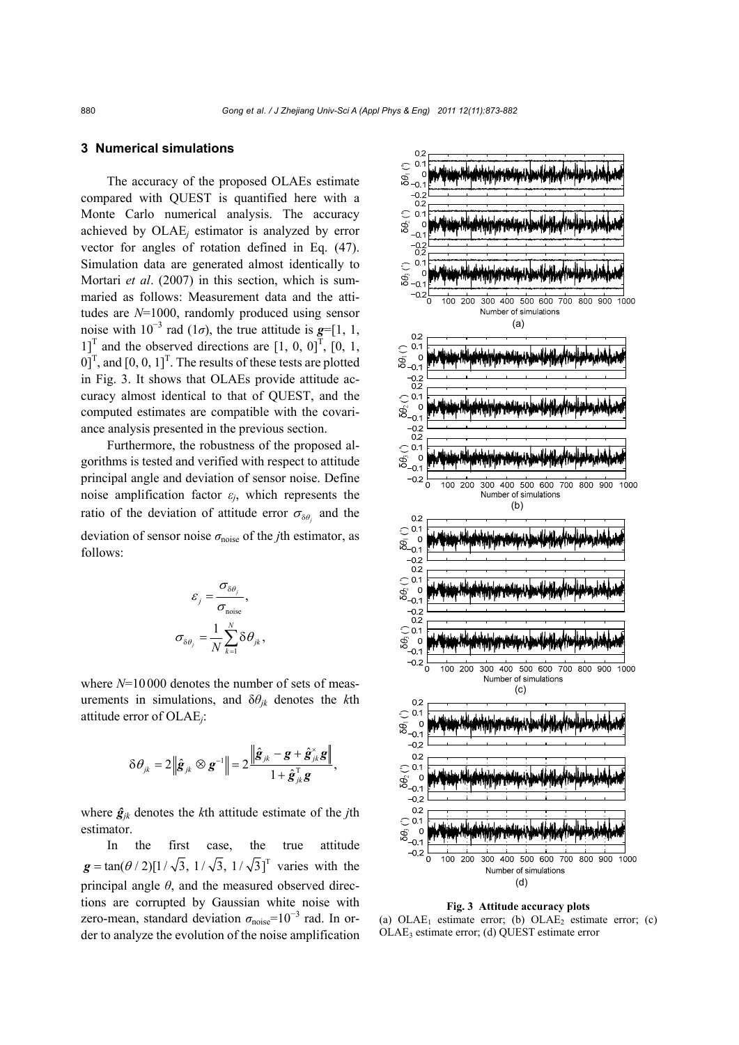## 3 Numerical simulations

The accuracy of the proposed OLAEs estimate compared with QUEST is quantified here with a Monte Carlo numerical analysis. The accuracy achieved by OLAE$_j$ estimator is analyzed by error vector for angles of rotation defined in Eq. (47). Simulation data are generated almost identically to Mortari *et al*. (2007) in this section, which is summaried as follows: Measurement data and the attitudes are $N$=1000, randomly produced using sensor noise with $10^{-3}$ rad ($1\sigma$), the true attitude is $\boldsymbol{g}=[1, 1, 1]^{\mathrm{T}}$ and the observed directions are $[1, 0, 0]^{\mathrm{T}}$, $[0, 1, 0]^{\mathrm{T}}$, and $[0, 0, 1]^{\mathrm{T}}$. The results of these tests are plotted in Fig. 3. It shows that OLAEs provide attitude accuracy almost identical to that of QUEST, and the computed estimates are compatible with the covariance analysis presented in the previous section.

Furthermore, the robustness of the proposed algorithms is tested and verified with respect to attitude principal angle and deviation of sensor noise. Define noise amplification factor $\varepsilon_j$, which represents the ratio of the deviation of attitude error $\sigma_{\delta\theta_j}$ and the deviation of sensor noise $\sigma_{\text{noise}}$ of the $j$th estimator, as follows:

$$\varepsilon_j = \frac{\sigma_{\delta\theta_j}}{\sigma_{\text{noise}}},$$

$$\sigma_{\delta\theta_j} = \frac{1}{N}\sum_{k=1}^{N}\delta\theta_{jk},$$

where $N$=10 000 denotes the number of sets of measurements in simulations, and $\delta\theta_{jk}$ denotes the $k$th attitude error of OLAE$_j$:

$$\delta\theta_{jk} = 2\left\|\hat{\boldsymbol{g}}_{jk} \otimes \boldsymbol{g}^{-1}\right\| = 2\frac{\left\|\hat{\boldsymbol{g}}_{jk} - \boldsymbol{g} + \hat{\boldsymbol{g}}_{jk}^{\times}\boldsymbol{g}\right\|}{1+\hat{\boldsymbol{g}}_{jk}^{\mathrm{T}}\boldsymbol{g}},$$

where $\hat{\boldsymbol{g}}_{jk}$ denotes the $k$th attitude estimate of the $j$th estimator.

In the first case, the true attitude $\boldsymbol{g} = \tan(\theta/2)[1/\sqrt{3},\ 1/\sqrt{3},\ 1/\sqrt{3}]^{\mathrm{T}}$ varies with the principal angle $\theta$, and the measured observed directions are corrupted by Gaussian white noise with zero-mean, standard deviation $\sigma_{\text{noise}}=10^{-3}$ rad. In order to analyze the evolution of the noise amplification

**Fig. 3 Attitude accuracy plots**
(a) OLAE$_1$ estimate error; (b) OLAE$_2$ estimate error; (c) OLAE$_3$ estimate error; (d) QUEST estimate error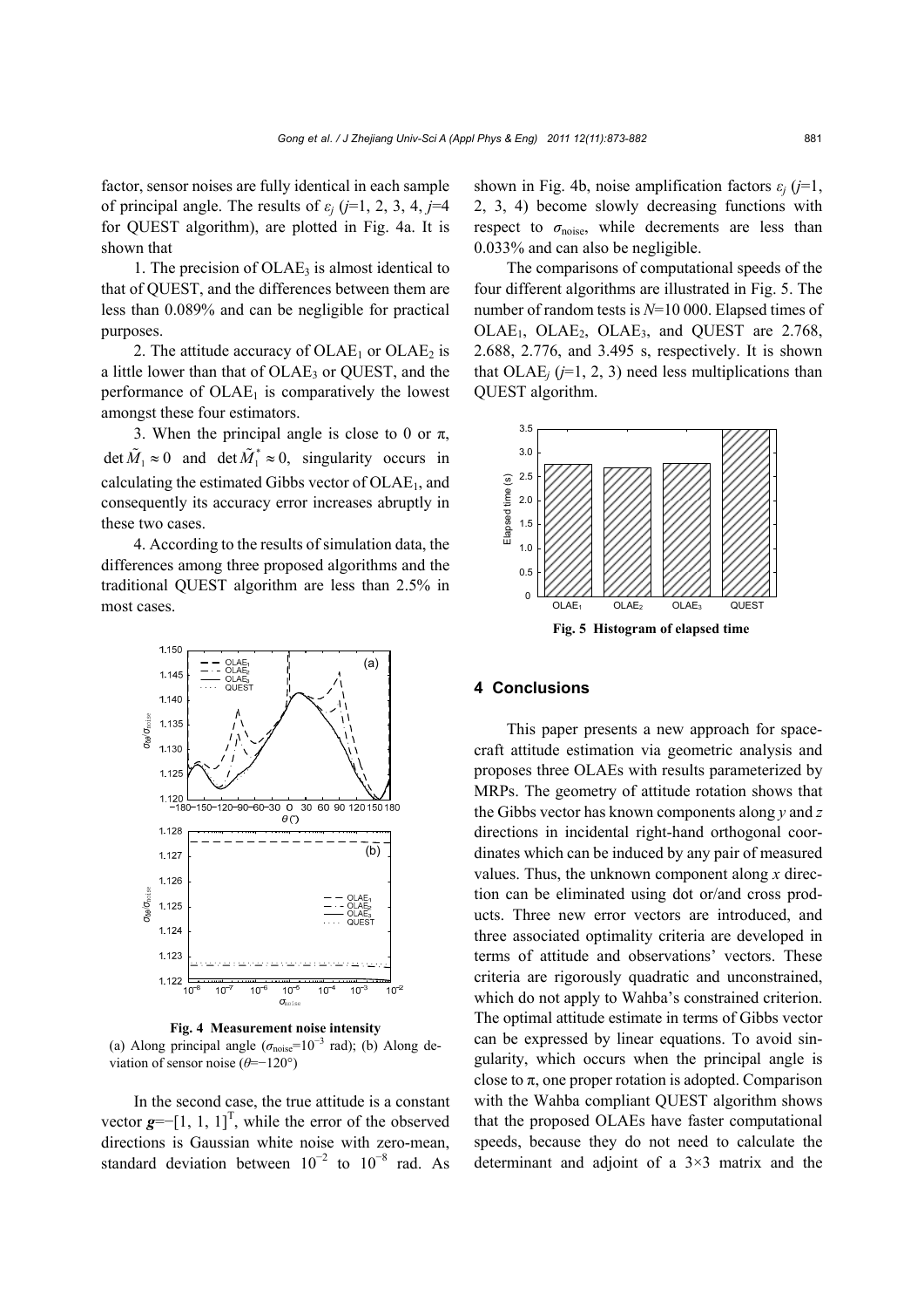factor, sensor noises are fully identical in each sample of principal angle. The results of $\varepsilon_j$ ($j$=1, 2, 3, 4, $j$=4 for QUEST algorithm), are plotted in Fig. 4a. It is shown that

1. The precision of $\text{OLAE}_3$ is almost identical to that of QUEST, and the differences between them are less than 0.089% and can be negligible for practical purposes.

2. The attitude accuracy of $\text{OLAE}_1$ or $\text{OLAE}_2$ is a little lower than that of $\text{OLAE}_3$ or QUEST, and the performance of $\text{OLAE}_1$ is comparatively the lowest amongst these four estimators.

3. When the principal angle is close to 0 or π, $\det \tilde{M}_1 \approx 0$ and $\det \tilde{M}_1^* \approx 0$, singularity occurs in calculating the estimated Gibbs vector of $\text{OLAE}_1$, and consequently its accuracy error increases abruptly in these two cases.

4. According to the results of simulation data, the differences among three proposed algorithms and the traditional QUEST algorithm are less than 2.5% in most cases.

**Fig. 4 Measurement noise intensity**
(a) Along principal angle ($\sigma_{\text{noise}}=10^{-3}$ rad); (b) Along deviation of sensor noise ($\theta=-120°$)

In the second case, the true attitude is a constant vector $\boldsymbol{g}=-[1, 1, 1]^{\text{T}}$, while the error of the observed directions is Gaussian white noise with zero-mean, standard deviation between $10^{-2}$ to $10^{-8}$ rad. As shown in Fig. 4b, noise amplification factors $\varepsilon_j$ ($j$=1, 2, 3, 4) become slowly decreasing functions with respect to $\sigma_{\text{noise}}$, while decrements are less than 0.033% and can also be negligible.

The comparisons of computational speeds of the four different algorithms are illustrated in Fig. 5. The number of random tests is $N$=10 000. Elapsed times of $\text{OLAE}_1$, $\text{OLAE}_2$, $\text{OLAE}_3$, and QUEST are 2.768, 2.688, 2.776, and 3.495 s, respectively. It is shown that $\text{OLAE}_j$ ($j$=1, 2, 3) need less multiplications than QUEST algorithm.

**Fig. 5 Histogram of elapsed time**

## 4 Conclusions

This paper presents a new approach for spacecraft attitude estimation via geometric analysis and proposes three OLAEs with results parameterized by MRPs. The geometry of attitude rotation shows that the Gibbs vector has known components along $y$ and $z$ directions in incidental right-hand orthogonal coordinates which can be induced by any pair of measured values. Thus, the unknown component along $x$ direction can be eliminated using dot or/and cross products. Three new error vectors are introduced, and three associated optimality criteria are developed in terms of attitude and observations' vectors. These criteria are rigorously quadratic and unconstrained, which do not apply to Wahba's constrained criterion. The optimal attitude estimate in terms of Gibbs vector can be expressed by linear equations. To avoid singularity, which occurs when the principal angle is close to π, one proper rotation is adopted. Comparison with the Wahba compliant QUEST algorithm shows that the proposed OLAEs have faster computational speeds, because they do not need to calculate the determinant and adjoint of a 3×3 matrix and the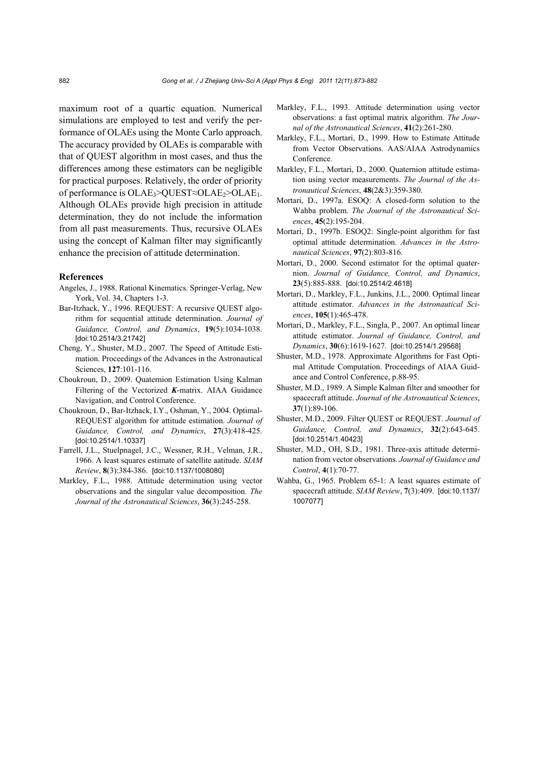maximum root of a quartic equation. Numerical simulations are employed to test and verify the performance of OLAEs using the Monte Carlo approach. The accuracy provided by OLAEs is comparable with that of QUEST algorithm in most cases, and thus the differences among these estimators can be negligible for practical purposes. Relatively, the order of priority of performance is $OLAE_3$>QUEST≈$OLAE_2$>$OLAE_1$. Although OLAEs provide high precision in attitude determination, they do not include the information from all past measurements. Thus, recursive OLAEs using the concept of Kalman filter may significantly enhance the precision of attitude determination.

## References

Angeles, J., 1988. Rational Kinematics. Springer-Verlag, New York, Vol. 34, Chapters 1-3.

Bar-Itzhack, Y., 1996. REQUEST: A recursive QUEST algorithm for sequential attitude determination. *Journal of Guidance, Control, and Dynamics*, **19**(5):1034-1038. [doi:10.2514/3.21742]

Cheng, Y., Shuster, M.D., 2007. The Speed of Attitude Estimation. Proceedings of the Advances in the Astronautical Sciences, **127**:101-116.

Choukroun, D., 2009. Quaternion Estimation Using Kalman Filtering of the Vectorized ***K***-matrix. AIAA Guidance Navigation, and Control Conference.

Choukroun, D., Bar-Itzhack, I.Y., Oshman, Y., 2004. Optimal-REQUEST algorithm for attitude estimation. *Journal of Guidance, Control, and Dynamics*, **27**(3):418-425. [doi:10.2514/1.10337]

Farrell, J.L., Stuelpnagel, J.C., Wessner, R.H., Velman, J.R., 1966. A least squares estimate of satellite aatitude. *SIAM Review*, **8**(3):384-386. [doi:10.1137/1008080]

Markley, F.L., 1988. Attitude determination using vector observations and the singular value decomposition. *The Journal of the Astronautical Sciences*, **36**(3):245-258.

Markley, F.L., 1993. Attitude determination using vector observations: a fast optimal matrix algorithm. *The Journal of the Astronautical Sciences*, **41**(2):261-280.

Markley, F.L., Mortari, D., 1999. How to Estimate Attitude from Vector Observations. AAS/AIAA Astrodynamics Conference.

Markley, F.L., Mortari, D., 2000. Quaternion attitude estimation using vector measurements. *The Journal of the Astronautical Sciences*, **48**(2&3):359-380.

Mortari, D., 1997a. ESOQ: A closed-form solution to the Wahba problem. *The Journal of the Astronautical Sciences*, **45**(2):195-204.

Mortari, D., 1997b. ESOQ2: Single-point algorithm for fast optimal attitude determination. *Advances in the Astronautical Sciences*, **97**(2):803-816.

Mortari, D., 2000. Second estimator for the optimal quaternion. *Journal of Guidance, Control, and Dynamics*, **23**(5):885-888. [doi:10.2514/2.4618]

Mortari, D., Markley, F.L., Junkins, J.L., 2000. Optimal linear attitude estimator. *Advances in the Astronautical Sciences*, **105**(1):465-478.

Mortari, D., Markley, F.L., Singla, P., 2007. An optimal linear attitude estimator. *Journal of Guidance, Control, and Dynamics*, **30**(6):1619-1627. [doi:10.2514/1.29568]

Shuster, M.D., 1978. Approximate Algorithms for Fast Optimal Attitude Computation. Proceedings of AIAA Guidance and Control Conference, p.88-95.

Shuster, M.D., 1989. A Simple Kalman filter and smoother for spacecraft attitude. *Journal of the Astronautical Sciences*, **37**(1):89-106.

Shuster, M.D., 2009. Filter QUEST or REQUEST. *Journal of Guidance, Control, and Dynamics*, **32**(2):643-645. [doi:10.2514/1.40423]

Shuster, M.D., OH, S.D., 1981. Three-axis attitude determination from vector observations. *Journal of Guidance and Control*, **4**(1):70-77.

Wahba, G., 1965. Problem 65-1: A least squares estimate of spacecraft attitude. *SIAM Review*, **7**(3):409. [doi:10.1137/1007077]